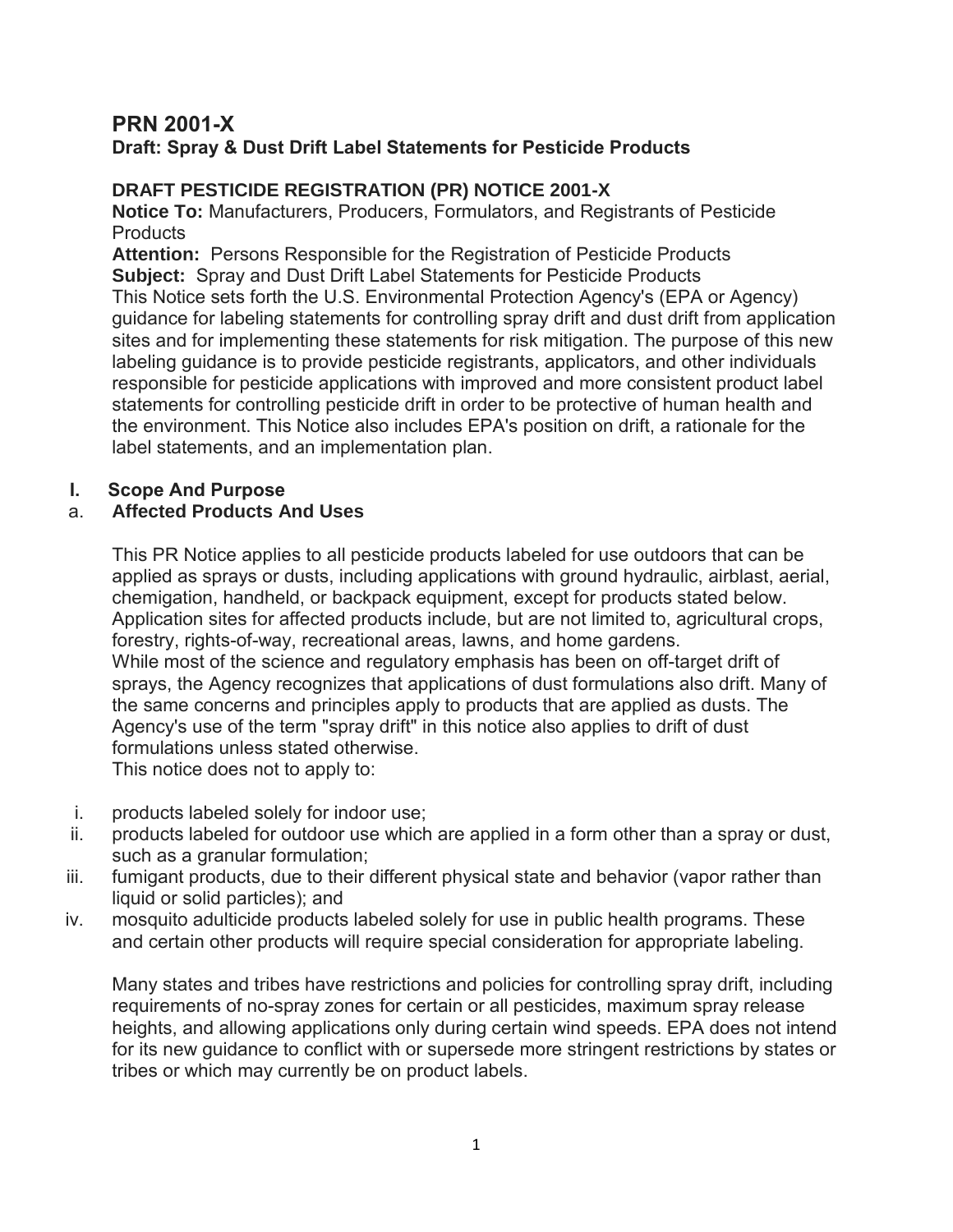# PRN 2001-X

**Draft: Spray & Dust Drift Label Statements for Pesticide Products**

## DRAFT PESTICIDE REGISTRATION (PR) NOTICE 2001-X

**Notice To:** Manufacturers, Producers, Formulators, and Registrants of Pesticide Products

**Attention:** Persons Responsible for the Registration of Pesticide Products

**Subject:** Spray and Dust Drift Label Statements for Pesticide Products

This Notice sets forth the U.S. Environmental Protection Agency's (EPA or Agency) guidance for labeling statements for controlling spray drift and dust drift from application sites and for implementing these statements for risk mitigation. The purpose of this new labeling guidance is to provide pesticide registrants, applicators, and other individuals responsible for pesticide applications with improved and more consistent product label statements for controlling pesticide drift in order to be protective of human health and the environment. This Notice also includes EPA's position on drift, a rationale for the label statements, and an implementation plan.

### I. Scope And Purpose

#### a. Affected Products And Uses

This PR Notice applies to all pesticide products labeled for use outdoors that can be applied as sprays or dusts, including applications with ground hydraulic, airblast, aerial, chemigation, handheld, or backpack equipment, except for products stated below. Application sites for affected products include, but are not limited to, agricultural crops, forestry, rights-of-way, recreational areas, lawns, and home gardens.

While most of the science and regulatory emphasis has been on off-target drift of sprays, the Agency recognizes that applications of dust formulations also drift. Many of the same concerns and principles apply to products that are applied as dusts. The Agency's use of the term "spray drift" in this notice also applies to drift of dust formulations unless stated otherwise.

This notice does not to apply to:

i. products labeled solely for indoor use;
ii. products labeled for outdoor use which are applied in a form other than a spray or dust, such as a granular formulation;
iii. fumigant products, due to their different physical state and behavior (vapor rather than liquid or solid particles); and
iv. mosquito adulticide products labeled solely for use in public health programs. These and certain other products will require special consideration for appropriate labeling.

Many states and tribes have restrictions and policies for controlling spray drift, including requirements of no-spray zones for certain or all pesticides, maximum spray release heights, and allowing applications only during certain wind speeds. EPA does not intend for its new guidance to conflict with or supersede more stringent restrictions by states or tribes or which may currently be on product labels.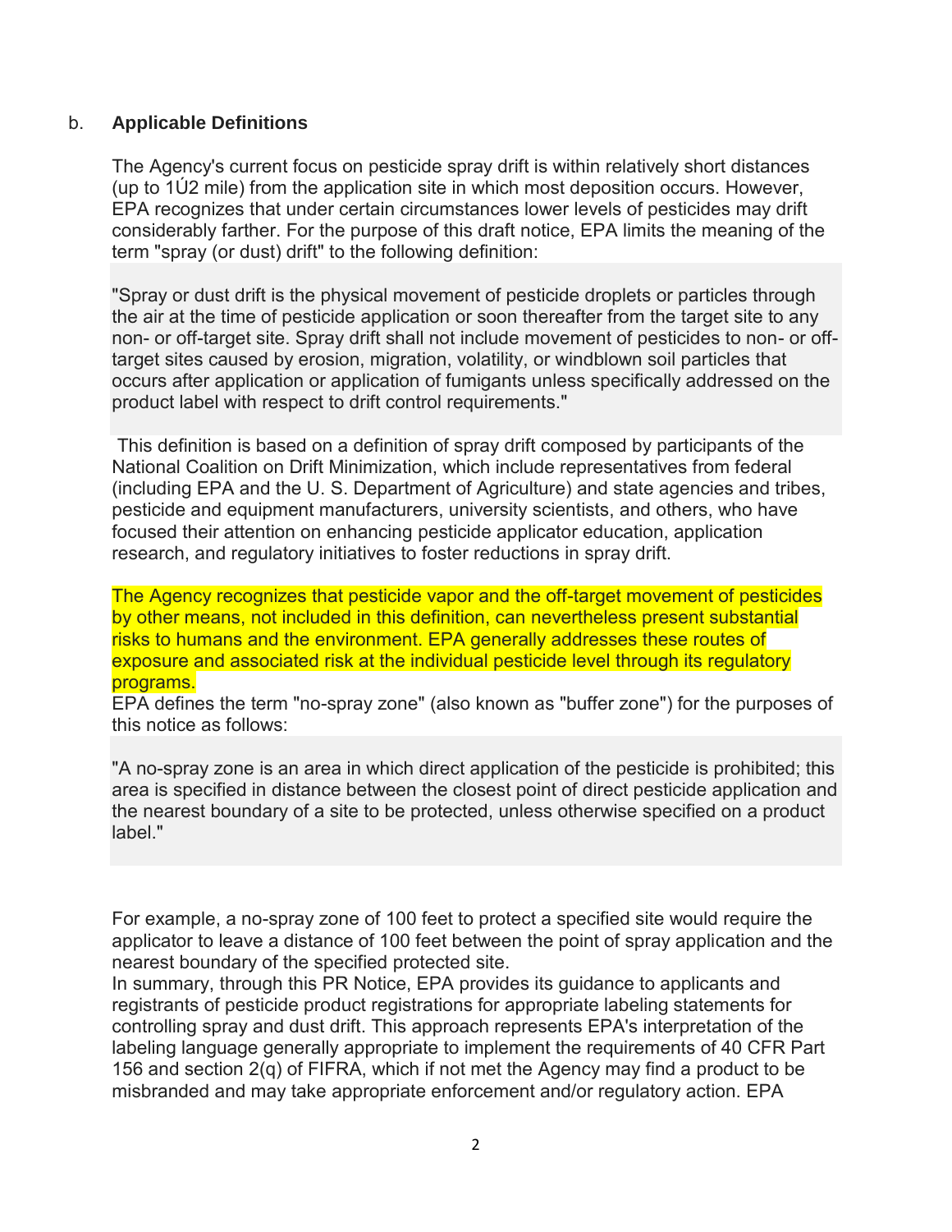b. **Applicable Definitions**

The Agency's current focus on pesticide spray drift is within relatively short distances (up to 1Ú2 mile) from the application site in which most deposition occurs. However, EPA recognizes that under certain circumstances lower levels of pesticides may drift considerably farther. For the purpose of this draft notice, EPA limits the meaning of the term "spray (or dust) drift" to the following definition:

> "Spray or dust drift is the physical movement of pesticide droplets or particles through the air at the time of pesticide application or soon thereafter from the target site to any non- or off-target site. Spray drift shall not include movement of pesticides to non- or off-target sites caused by erosion, migration, volatility, or windblown soil particles that occurs after application or application of fumigants unless specifically addressed on the product label with respect to drift control requirements."

This definition is based on a definition of spray drift composed by participants of the National Coalition on Drift Minimization, which include representatives from federal (including EPA and the U. S. Department of Agriculture) and state agencies and tribes, pesticide and equipment manufacturers, university scientists, and others, who have focused their attention on enhancing pesticide applicator education, application research, and regulatory initiatives to foster reductions in spray drift.

The Agency recognizes that pesticide vapor and the off-target movement of pesticides by other means, not included in this definition, can nevertheless present substantial risks to humans and the environment. EPA generally addresses these routes of exposure and associated risk at the individual pesticide level through its regulatory programs.

EPA defines the term "no-spray zone" (also known as "buffer zone") for the purposes of this notice as follows:

> "A no-spray zone is an area in which direct application of the pesticide is prohibited; this area is specified in distance between the closest point of direct pesticide application and the nearest boundary of a site to be protected, unless otherwise specified on a product label."

For example, a no-spray zone of 100 feet to protect a specified site would require the applicator to leave a distance of 100 feet between the point of spray application and the nearest boundary of the specified protected site.

In summary, through this PR Notice, EPA provides its guidance to applicants and registrants of pesticide product registrations for appropriate labeling statements for controlling spray and dust drift. This approach represents EPA's interpretation of the labeling language generally appropriate to implement the requirements of 40 CFR Part 156 and section 2(q) of FIFRA, which if not met the Agency may find a product to be misbranded and may take appropriate enforcement and/or regulatory action. EPA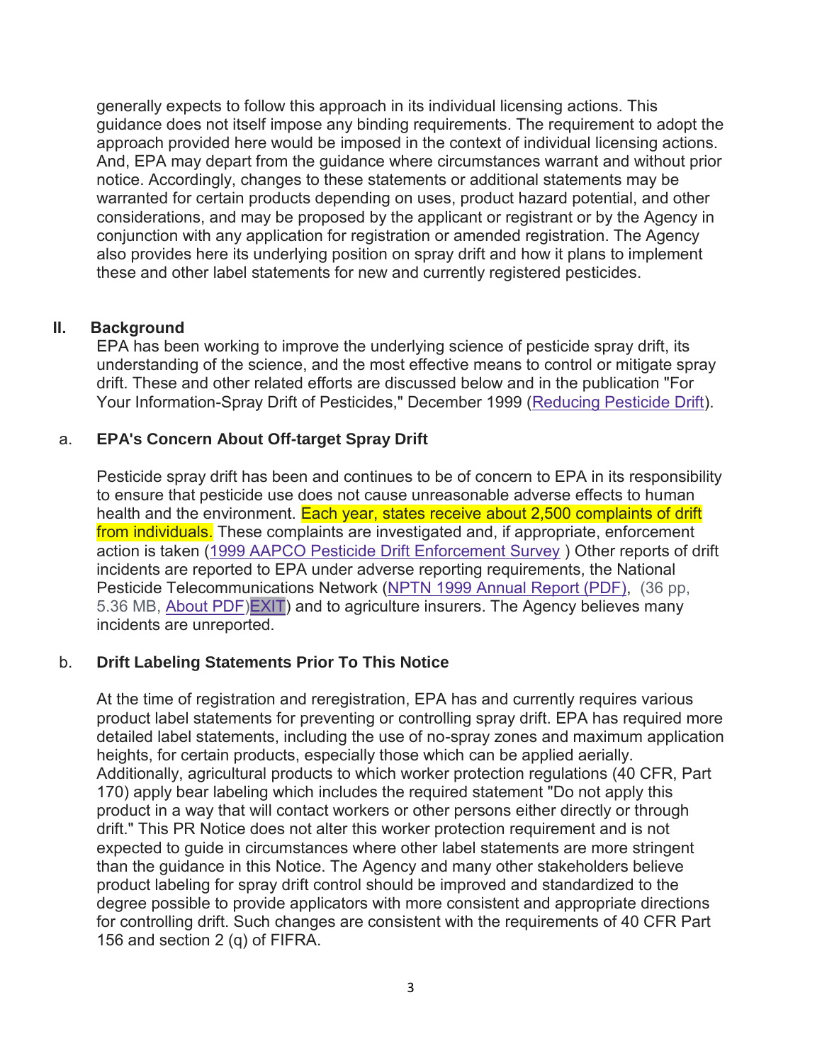generally expects to follow this approach in its individual licensing actions. This guidance does not itself impose any binding requirements. The requirement to adopt the approach provided here would be imposed in the context of individual licensing actions. And, EPA may depart from the guidance where circumstances warrant and without prior notice. Accordingly, changes to these statements or additional statements may be warranted for certain products depending on uses, product hazard potential, and other considerations, and may be proposed by the applicant or registrant or by the Agency in conjunction with any application for registration or amended registration. The Agency also provides here its underlying position on spray drift and how it plans to implement these and other label statements for new and currently registered pesticides.

## II. Background

EPA has been working to improve the underlying science of pesticide spray drift, its understanding of the science, and the most effective means to control or mitigate spray drift. These and other related efforts are discussed below and in the publication "For Your Information-Spray Drift of Pesticides," December 1999 (Reducing Pesticide Drift).

### a. EPA's Concern About Off-target Spray Drift

Pesticide spray drift has been and continues to be of concern to EPA in its responsibility to ensure that pesticide use does not cause unreasonable adverse effects to human health and the environment. Each year, states receive about 2,500 complaints of drift from individuals. These complaints are investigated and, if appropriate, enforcement action is taken (1999 AAPCO Pesticide Drift Enforcement Survey ) Other reports of drift incidents are reported to EPA under adverse reporting requirements, the National Pesticide Telecommunications Network (NPTN 1999 Annual Report (PDF), (36 pp, 5.36 MB, About PDF)EXIT) and to agriculture insurers. The Agency believes many incidents are unreported.

### b. Drift Labeling Statements Prior To This Notice

At the time of registration and reregistration, EPA has and currently requires various product label statements for preventing or controlling spray drift. EPA has required more detailed label statements, including the use of no-spray zones and maximum application heights, for certain products, especially those which can be applied aerially. Additionally, agricultural products to which worker protection regulations (40 CFR, Part 170) apply bear labeling which includes the required statement "Do not apply this product in a way that will contact workers or other persons either directly or through drift." This PR Notice does not alter this worker protection requirement and is not expected to guide in circumstances where other label statements are more stringent than the guidance in this Notice. The Agency and many other stakeholders believe product labeling for spray drift control should be improved and standardized to the degree possible to provide applicators with more consistent and appropriate directions for controlling drift. Such changes are consistent with the requirements of 40 CFR Part 156 and section 2 (q) of FIFRA.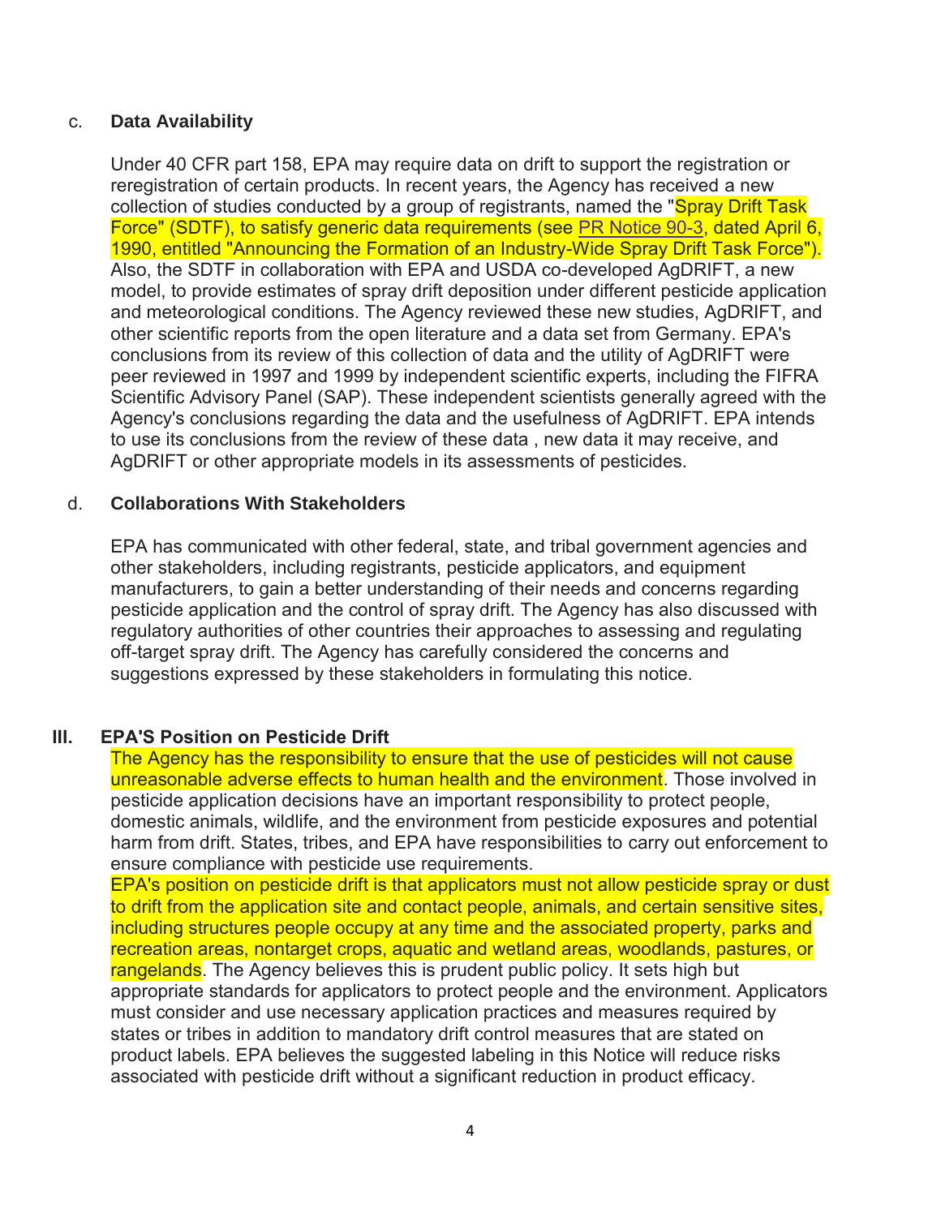### c. **Data Availability**

Under 40 CFR part 158, EPA may require data on drift to support the registration or reregistration of certain products. In recent years, the Agency has received a new collection of studies conducted by a group of registrants, named the "Spray Drift Task Force" (SDTF), to satisfy generic data requirements (see PR Notice 90-3, dated April 6, 1990, entitled "Announcing the Formation of an Industry-Wide Spray Drift Task Force"). Also, the SDTF in collaboration with EPA and USDA co-developed AgDRIFT, a new model, to provide estimates of spray drift deposition under different pesticide application and meteorological conditions. The Agency reviewed these new studies, AgDRIFT, and other scientific reports from the open literature and a data set from Germany. EPA's conclusions from its review of this collection of data and the utility of AgDRIFT were peer reviewed in 1997 and 1999 by independent scientific experts, including the FIFRA Scientific Advisory Panel (SAP). These independent scientists generally agreed with the Agency's conclusions regarding the data and the usefulness of AgDRIFT. EPA intends to use its conclusions from the review of these data , new data it may receive, and AgDRIFT or other appropriate models in its assessments of pesticides.

### d. **Collaborations With Stakeholders**

EPA has communicated with other federal, state, and tribal government agencies and other stakeholders, including registrants, pesticide applicators, and equipment manufacturers, to gain a better understanding of their needs and concerns regarding pesticide application and the control of spray drift. The Agency has also discussed with regulatory authorities of other countries their approaches to assessing and regulating off-target spray drift. The Agency has carefully considered the concerns and suggestions expressed by these stakeholders in formulating this notice.

## III. **EPA'S Position on Pesticide Drift**

The Agency has the responsibility to ensure that the use of pesticides will not cause unreasonable adverse effects to human health and the environment. Those involved in pesticide application decisions have an important responsibility to protect people, domestic animals, wildlife, and the environment from pesticide exposures and potential harm from drift. States, tribes, and EPA have responsibilities to carry out enforcement to ensure compliance with pesticide use requirements.

EPA's position on pesticide drift is that applicators must not allow pesticide spray or dust to drift from the application site and contact people, animals, and certain sensitive sites, including structures people occupy at any time and the associated property, parks and recreation areas, nontarget crops, aquatic and wetland areas, woodlands, pastures, or rangelands. The Agency believes this is prudent public policy. It sets high but appropriate standards for applicators to protect people and the environment. Applicators must consider and use necessary application practices and measures required by states or tribes in addition to mandatory drift control measures that are stated on product labels. EPA believes the suggested labeling in this Notice will reduce risks associated with pesticide drift without a significant reduction in product efficacy.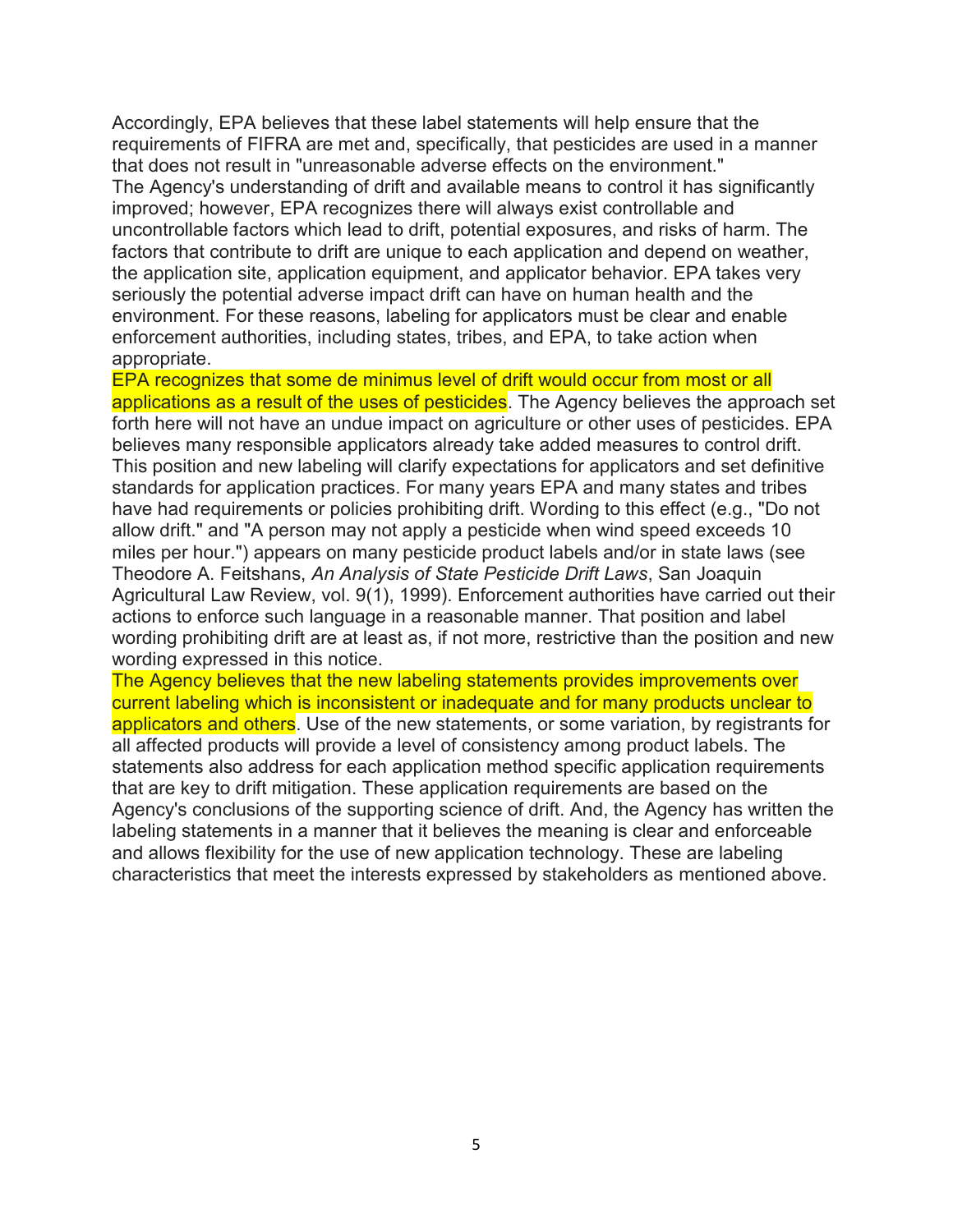Accordingly, EPA believes that these label statements will help ensure that the requirements of FIFRA are met and, specifically, that pesticides are used in a manner that does not result in "unreasonable adverse effects on the environment."

The Agency's understanding of drift and available means to control it has significantly improved; however, EPA recognizes there will always exist controllable and uncontrollable factors which lead to drift, potential exposures, and risks of harm. The factors that contribute to drift are unique to each application and depend on weather, the application site, application equipment, and applicator behavior. EPA takes very seriously the potential adverse impact drift can have on human health and the environment. For these reasons, labeling for applicators must be clear and enable enforcement authorities, including states, tribes, and EPA, to take action when appropriate.

EPA recognizes that some de minimus level of drift would occur from most or all applications as a result of the uses of pesticides. The Agency believes the approach set forth here will not have an undue impact on agriculture or other uses of pesticides. EPA believes many responsible applicators already take added measures to control drift. This position and new labeling will clarify expectations for applicators and set definitive standards for application practices. For many years EPA and many states and tribes have had requirements or policies prohibiting drift. Wording to this effect (e.g., "Do not allow drift." and "A person may not apply a pesticide when wind speed exceeds 10 miles per hour.") appears on many pesticide product labels and/or in state laws (see Theodore A. Feitshans, *An Analysis of State Pesticide Drift Laws*, San Joaquin Agricultural Law Review, vol. 9(1), 1999). Enforcement authorities have carried out their actions to enforce such language in a reasonable manner. That position and label wording prohibiting drift are at least as, if not more, restrictive than the position and new wording expressed in this notice.

The Agency believes that the new labeling statements provides improvements over current labeling which is inconsistent or inadequate and for many products unclear to applicators and others. Use of the new statements, or some variation, by registrants for all affected products will provide a level of consistency among product labels. The statements also address for each application method specific application requirements that are key to drift mitigation. These application requirements are based on the Agency's conclusions of the supporting science of drift. And, the Agency has written the labeling statements in a manner that it believes the meaning is clear and enforceable and allows flexibility for the use of new application technology. These are labeling characteristics that meet the interests expressed by stakeholders as mentioned above.